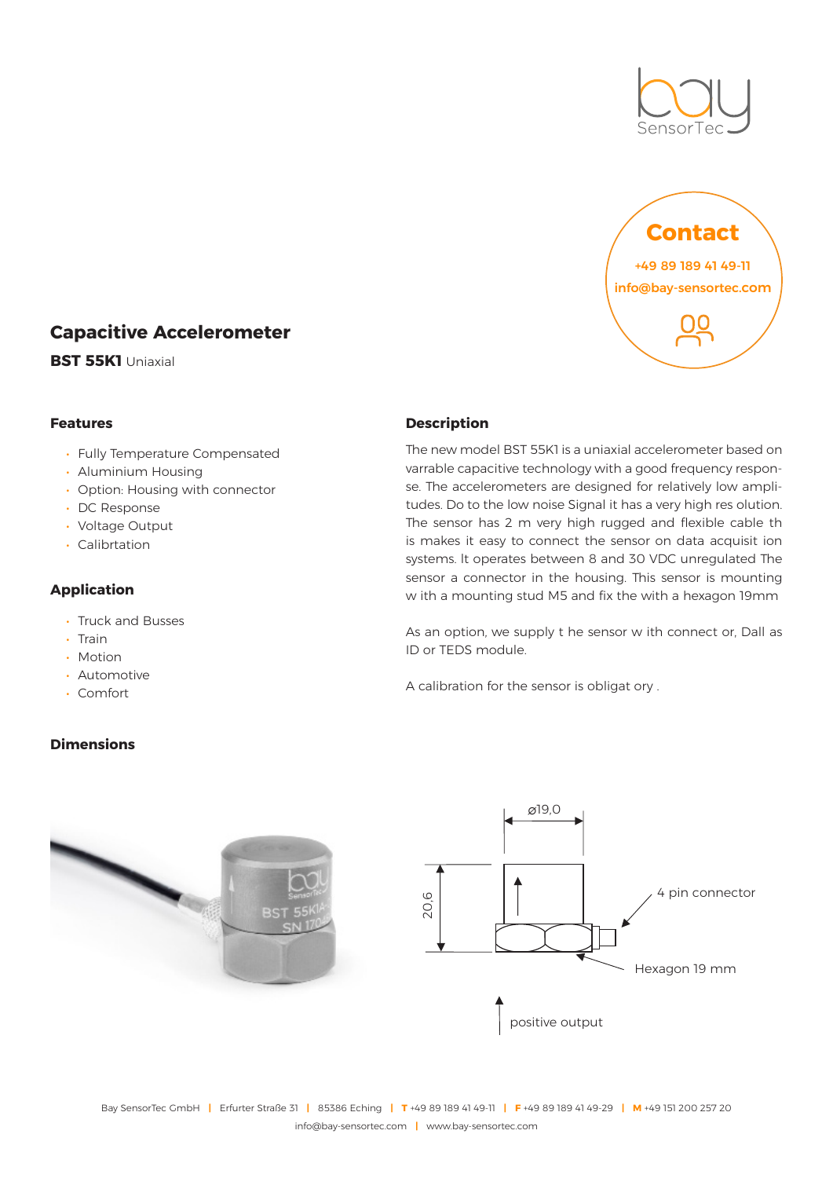Contact

+49 89 189 41 49-11

info@bay-sensortec.com

# Capacitive Accelerometer

**BST 55K1** Uniaxial

## Features

- Fully Temperature Compensated
- Aluminium Housing
- Option: Housing with connector
- DC Response
- Voltage Output
- Calibrtation

## Application

- Truck and Busses
- Train
- Motion
- Automotive
- Comfort

## Description

The new model BST 55K1 is a uniaxial accelerometer based on varrable capacitive technology with a good frequency response. The accelerometers are designed for relatively low amplitudes. Do to the low noise Signal it has a very high res olution. The sensor has 2 m very high rugged and flexible cable th is makes it easy to connect the sensor on data acquisit ion systems. It operates between 8 and 30 VDC unregulated The sensor a connector in the housing. This sensor is mounting w ith a mounting stud M5 and fix the with a hexagon 19mm

As an option, we supply t he sensor w ith connect or, Dall as ID or TEDS module.

A calibration for the sensor is obligat ory .

## Dimensions

ø19,0

20,6

4 pin connector

Hexagon 19 mm

positive output

Bay SensorTec GmbH | Erfurter Straße 31 | 85386 Eching | T +49 89 189 41 49-11 | F +49 89 189 41 49-29 | M +49 151 200 257 20
info@bay-sensortec.com | www.bay-sensortec.com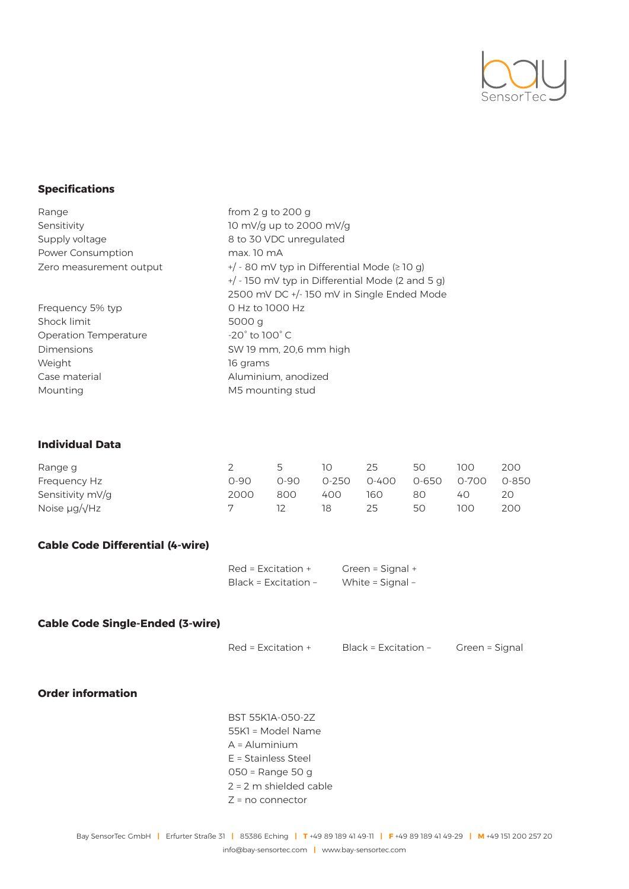## Specifications

| | |
|---|---|
| Range | from 2 g to 200 g |
| Sensitivity | 10 mV/g up to 2000 mV/g |
| Supply voltage | 8 to 30 VDC unregulated |
| Power Consumption | max. 10 mA |
| Zero measurement output | +/ - 80 mV typ in Differential Mode (≥ 10 g)<br>+/ - 150 mV typ in Differential Mode (2 and 5 g)<br>2500 mV DC +/- 150 mV in Single Ended Mode |
| Frequency 5% typ | 0 Hz to 1000 Hz |
| Shock limit | 5000 g |
| Operation Temperature | -20˚ to 100˚ C |
| Dimensions | SW 19 mm, 20,6 mm high |
| Weight | 16 grams |
| Case material | Aluminium, anodized |
| Mounting | M5 mounting stud |

## Individual Data

| | | | | | | | |
|---|---|---|---|---|---|---|---|
| Range g | 2 | 5 | 10 | 25 | 50 | 100 | 200 |
| Frequency Hz | 0-90 | 0-90 | 0-250 | 0-400 | 0-650 | 0-700 | 0-850 |
| Sensitivity mV/g | 2000 | 800 | 400 | 160 | 80 | 40 | 20 |
| Noise µg/√Hz | 7 | 12 | 18 | 25 | 50 | 100 | 200 |

## Cable Code Differential (4-wire)

Red = Excitation + Green = Signal +
Black = Excitation – White = Signal –

## Cable Code Single-Ended (3-wire)

Red = Excitation + Black = Excitation – Green = Signal

## Order information

BST 55K1A-050-2Z
55K1 = Model Name
A = Aluminium
E = Stainless Steel
050 = Range 50 g
2 = 2 m shielded cable
Z = no connector

Bay SensorTec GmbH | Erfurter Straße 31 | 85386 Eching | T +49 89 189 41 49-11 | F +49 89 189 41 49-29 | M +49 151 200 257 20
info@bay-sensortec.com | www.bay-sensortec.com